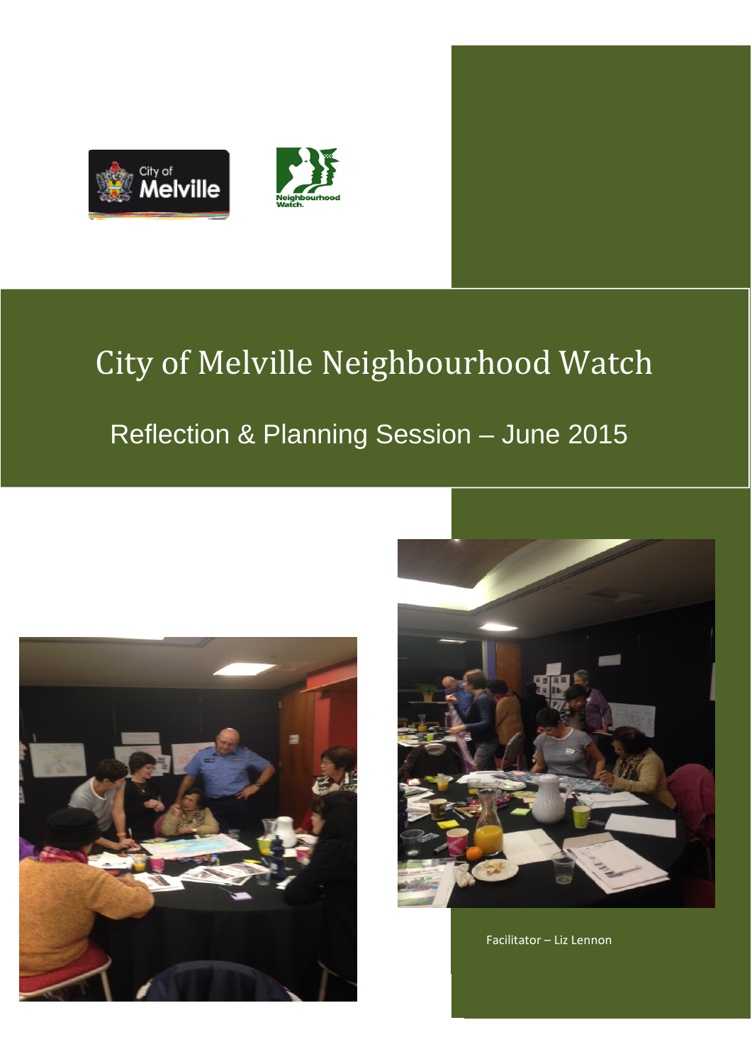# City of Melville Neighbourhood Watch

## Reflection & Planning Session – June 2015

Facilitator – Liz Lennon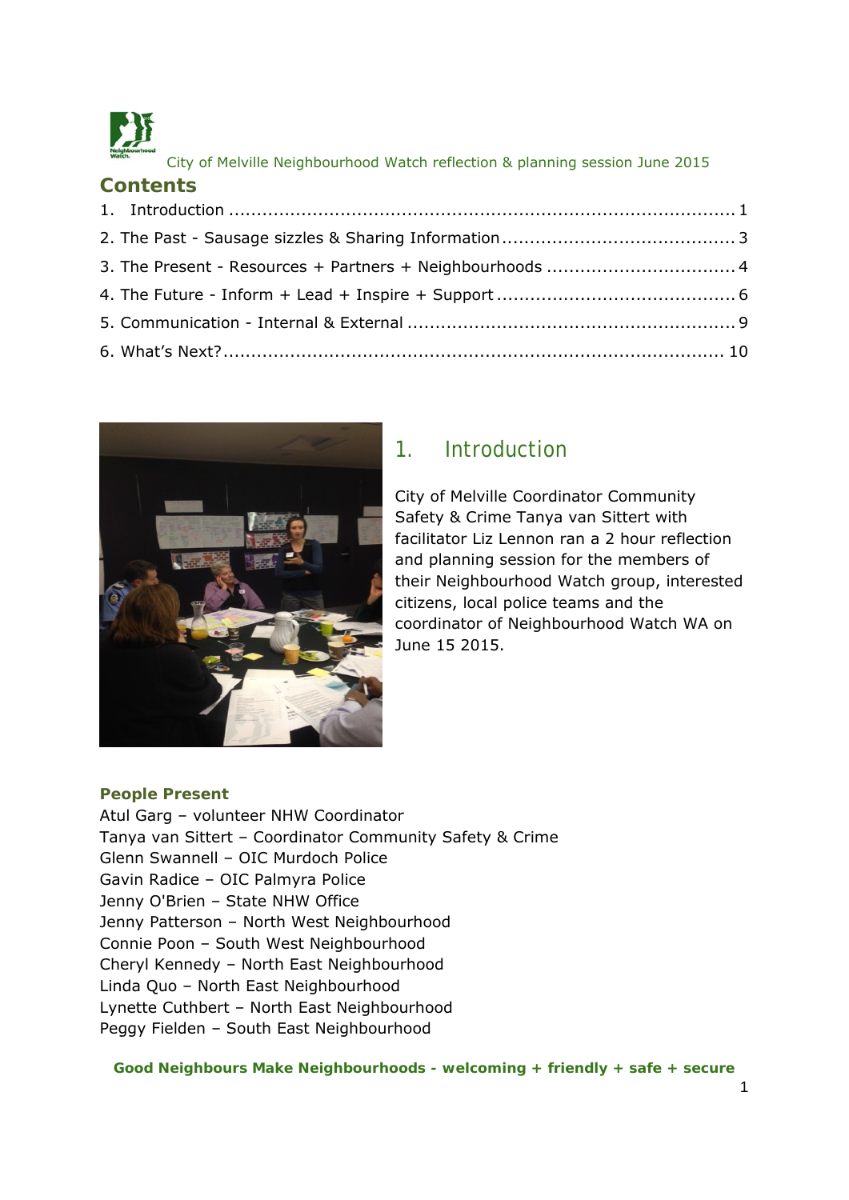City of Melville Neighbourhood Watch reflection & planning session June 2015

## Contents

1. Introduction ........................................................................................ 1
2. The Past - Sausage sizzles & Sharing Information .......................................... 3
3. The Present - Resources + Partners + Neighbourhoods .................................. 4
4. The Future - Inform + Lead + Inspire + Support ........................................... 6
5. Communication - Internal & External .......................................................... 9
6. What's Next? ......................................................................................... 10

# 1. Introduction

City of Melville Coordinator Community Safety & Crime Tanya van Sittert with facilitator Liz Lennon ran a 2 hour reflection and planning session for the members of their Neighbourhood Watch group, interested citizens, local police teams and the coordinator of Neighbourhood Watch WA on June 15 2015.

**People Present**

Atul Garg – volunteer NHW Coordinator
Tanya van Sittert – Coordinator Community Safety & Crime
Glenn Swannell – OIC Murdoch Police
Gavin Radice – OIC Palmyra Police
Jenny O'Brien – State NHW Office
Jenny Patterson – North West Neighbourhood
Connie Poon – South West Neighbourhood
Cheryl Kennedy – North East Neighbourhood
Linda Quo – North East Neighbourhood
Lynette Cuthbert – North East Neighbourhood
Peggy Fielden – South East Neighbourhood

**Good Neighbours Make Neighbourhoods - welcoming + friendly + safe + secure**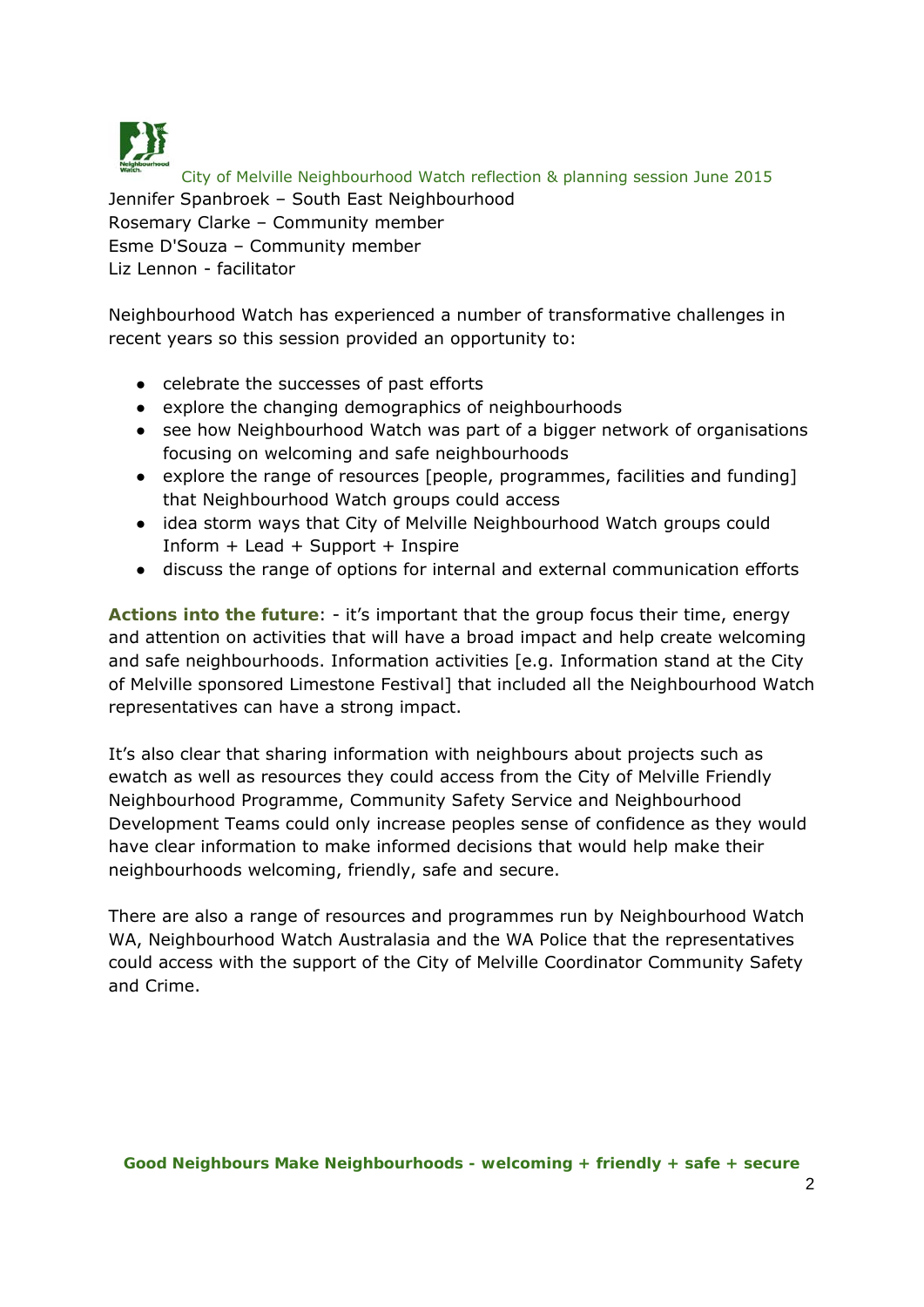City of Melville Neighbourhood Watch reflection & planning session June 2015

Jennifer Spanbroek – South East Neighbourhood
Rosemary Clarke – Community member
Esme D'Souza – Community member
Liz Lennon - facilitator

Neighbourhood Watch has experienced a number of transformative challenges in recent years so this session provided an opportunity to:

- celebrate the successes of past efforts
- explore the changing demographics of neighbourhoods
- see how Neighbourhood Watch was part of a bigger network of organisations focusing on welcoming and safe neighbourhoods
- explore the range of resources [people, programmes, facilities and funding] that Neighbourhood Watch groups could access
- idea storm ways that City of Melville Neighbourhood Watch groups could Inform + Lead + Support + Inspire
- discuss the range of options for internal and external communication efforts

**Actions into the future**: - it's important that the group focus their time, energy and attention on activities that will have a broad impact and help create welcoming and safe neighbourhoods. Information activities [e.g. Information stand at the City of Melville sponsored Limestone Festival] that included all the Neighbourhood Watch representatives can have a strong impact.

It's also clear that sharing information with neighbours about projects such as ewatch as well as resources they could access from the City of Melville Friendly Neighbourhood Programme, Community Safety Service and Neighbourhood Development Teams could only increase peoples sense of confidence as they would have clear information to make informed decisions that would help make their neighbourhoods welcoming, friendly, safe and secure.

There are also a range of resources and programmes run by Neighbourhood Watch WA, Neighbourhood Watch Australasia and the WA Police that the representatives could access with the support of the City of Melville Coordinator Community Safety and Crime.

**Good Neighbours Make Neighbourhoods - welcoming + friendly + safe + secure**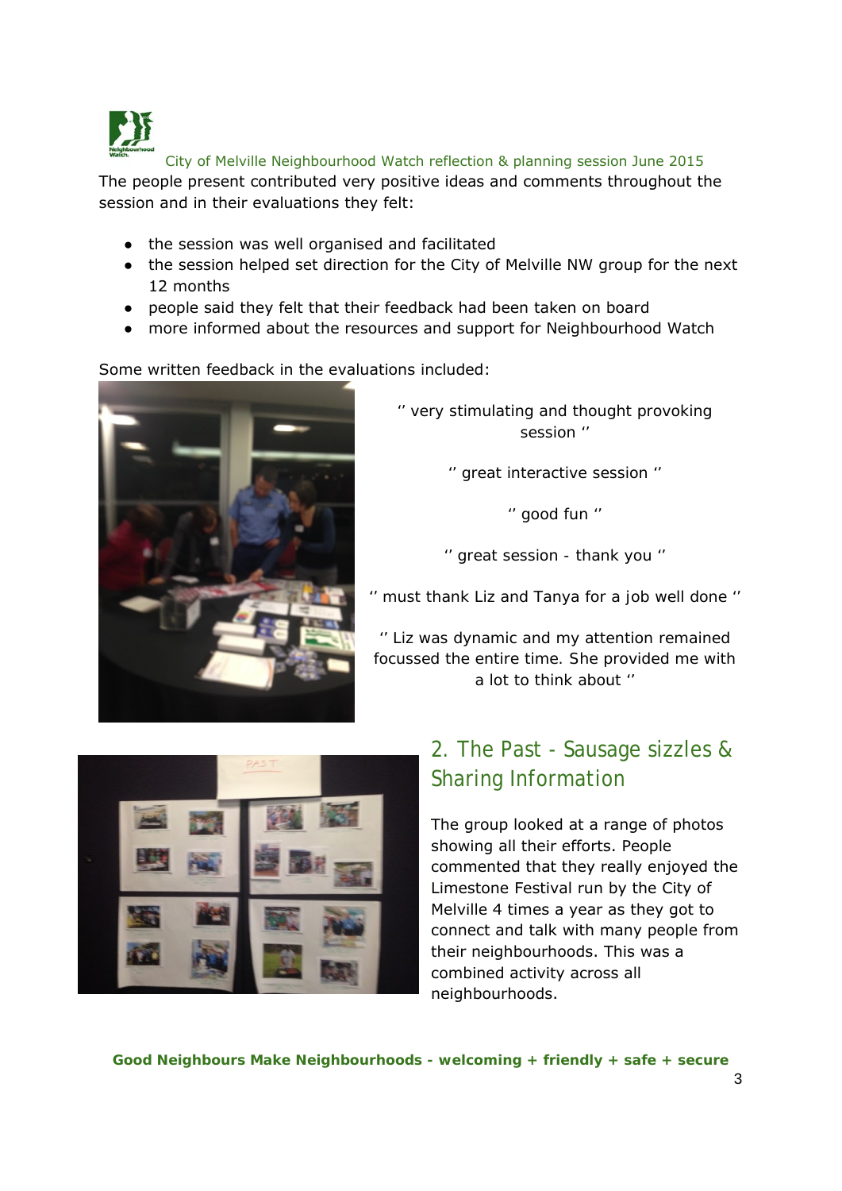City of Melville Neighbourhood Watch reflection & planning session June 2015

The people present contributed very positive ideas and comments throughout the session and in their evaluations they felt:

- the session was well organised and facilitated
- the session helped set direction for the City of Melville NW group for the next 12 months
- people said they felt that their feedback had been taken on board
- more informed about the resources and support for Neighbourhood Watch

Some written feedback in the evaluations included:

'' very stimulating and thought provoking session ''

'' great interactive session ''

'' good fun ''

'' great session - thank you ''

'' must thank Liz and Tanya for a job well done ''

'' Liz was dynamic and my attention remained focussed the entire time. She provided me with a lot to think about ''

## 2. The Past - Sausage sizzles & Sharing Information

The group looked at a range of photos showing all their efforts. People commented that they really enjoyed the Limestone Festival run by the City of Melville 4 times a year as they got to connect and talk with many people from their neighbourhoods. This was a combined activity across all neighbourhoods.

**Good Neighbours Make Neighbourhoods - welcoming + friendly + safe + secure**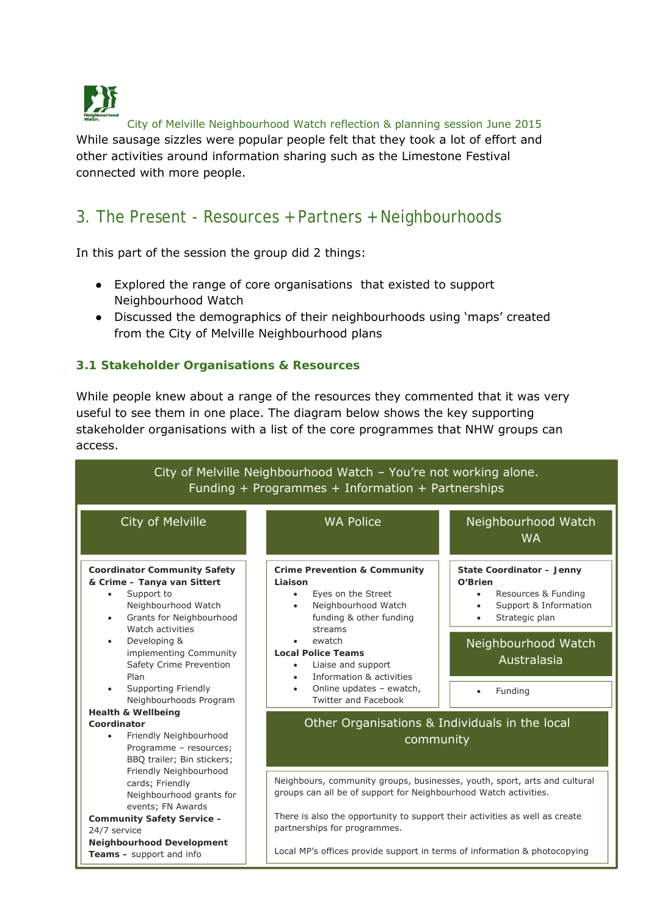While sausage sizzles were popular people felt that they took a lot of effort and other activities around information sharing such as the Limestone Festival connected with more people.

## 3. The Present - Resources + Partners + Neighbourhoods

In this part of the session the group did 2 things:

- Explored the range of core organisations that existed to support Neighbourhood Watch
- Discussed the demographics of their neighbourhoods using 'maps' created from the City of Melville Neighbourhood plans

### 3.1 Stakeholder Organisations & Resources

While people knew about a range of the resources they commented that it was very useful to see them in one place. The diagram below shows the key supporting stakeholder organisations with a list of the core programmes that NHW groups can access.

**City of Melville Neighbourhood Watch – You're not working alone.**
**Funding + Programmes + Information + Partnerships**

#### City of Melville

**Coordinator Community Safety & Crime – Tanya van Sittert**

- Support to Neighbourhood Watch
- Grants for Neighbourhood Watch activities
- Developing & implementing Community Safety Crime Prevention Plan
- Supporting Friendly Neighbourhoods Program

**Health & Wellbeing Coordinator**

- Friendly Neighbourhood Programme – resources; BBQ trailer; Bin stickers; Friendly Neighbourhood cards; Friendly Neighbourhood grants for events; FN Awards

**Community Safety Service –** 24/7 service

**Neighbourhood Development Teams –** support and info

#### WA Police

**Crime Prevention & Community Liaison**

- Eyes on the Street
- Neighbourhood Watch funding & other funding streams
- ewatch

**Local Police Teams**

- Liaise and support
- Information & activities
- Online updates – ewatch, Twitter and Facebook

#### Neighbourhood Watch WA

**State Coordinator – Jenny O'Brien**

- Resources & Funding
- Support & Information
- Strategic plan

#### Neighbourhood Watch Australasia

- Funding

#### Other Organisations & Individuals in the local community

Neighbours, community groups, businesses, youth, sport, arts and cultural groups can all be of support for Neighbourhood Watch activities.

There is also the opportunity to support their activities as well as create partnerships for programmes.

Local MP's offices provide support in terms of information & photocopying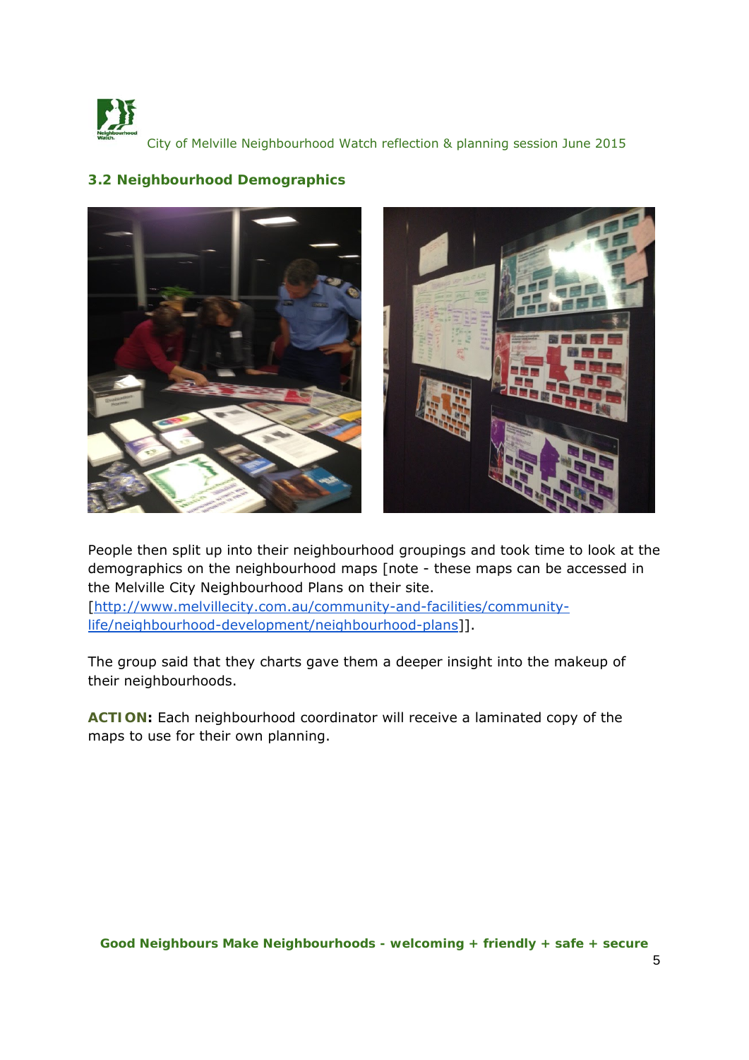### 3.2 Neighbourhood Demographics

People then split up into their neighbourhood groupings and took time to look at the demographics on the neighbourhood maps [note - these maps can be accessed in the Melville City Neighbourhood Plans on their site.
[http://www.melvillecity.com.au/community-and-facilities/community-life/neighbourhood-development/neighbourhood-plans]].

The group said that they charts gave them a deeper insight into the makeup of their neighbourhoods.

**ACTION:** Each neighbourhood coordinator will receive a laminated copy of the maps to use for their own planning.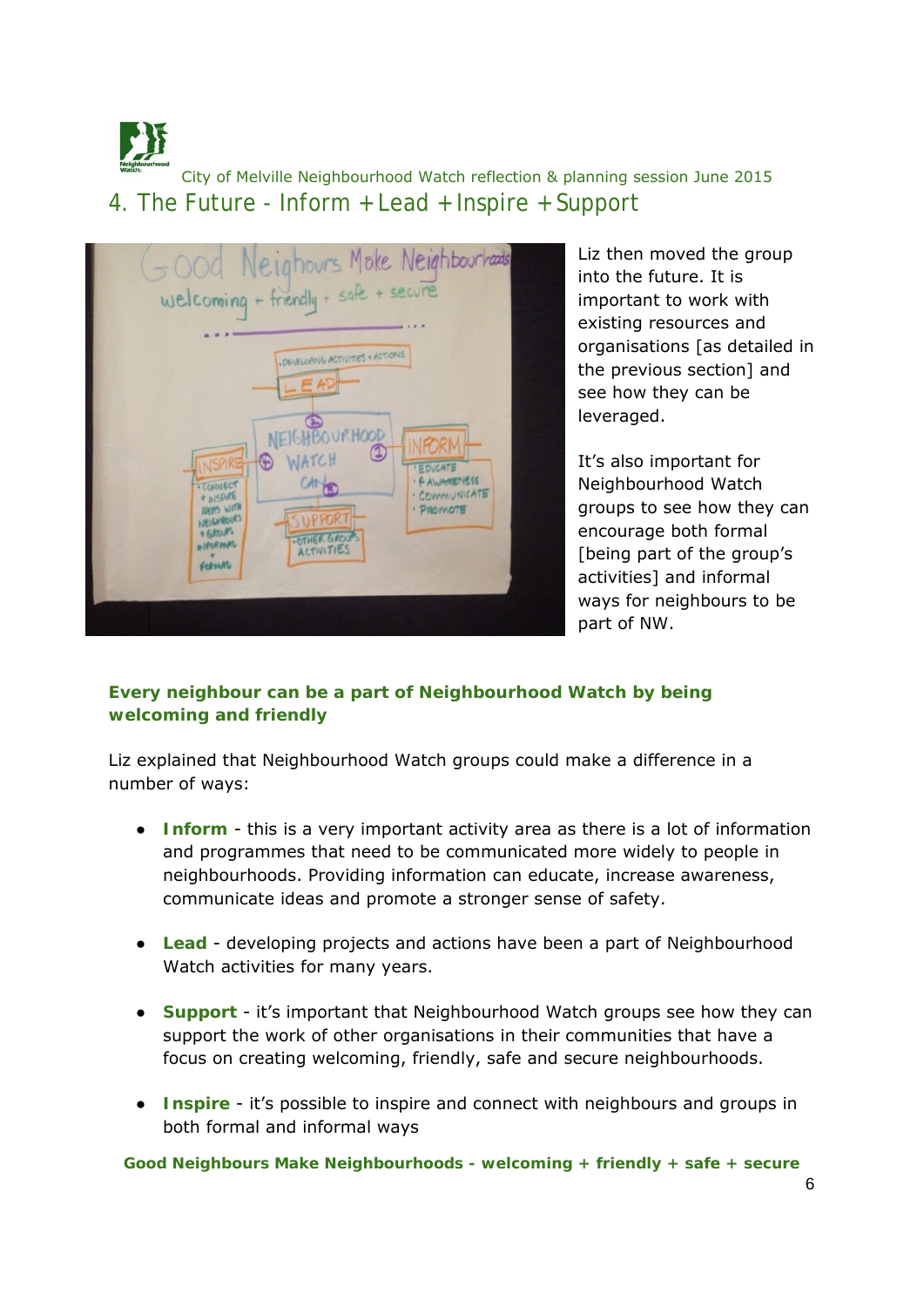City of Melville Neighbourhood Watch reflection & planning session June 2015

## 4. The Future - Inform + Lead + Inspire + Support

Liz then moved the group into the future. It is important to work with existing resources and organisations [as detailed in the previous section] and see how they can be leveraged.

It's also important for Neighbourhood Watch groups to see how they can encourage both formal [being part of the group's activities] and informal ways for neighbours to be part of NW.

**Every neighbour can be a part of Neighbourhood Watch by being welcoming and friendly**

Liz explained that Neighbourhood Watch groups could make a difference in a number of ways:

- **Inform** - this is a very important activity area as there is a lot of information and programmes that need to be communicated more widely to people in neighbourhoods. Providing information can educate, increase awareness, communicate ideas and promote a stronger sense of safety.
- **Lead** - developing projects and actions have been a part of Neighbourhood Watch activities for many years.
- **Support** - it's important that Neighbourhood Watch groups see how they can support the work of other organisations in their communities that have a focus on creating welcoming, friendly, safe and secure neighbourhoods.
- **Inspire** - it's possible to inspire and connect with neighbours and groups in both formal and informal ways

**Good Neighbours Make Neighbourhoods - welcoming + friendly + safe + secure**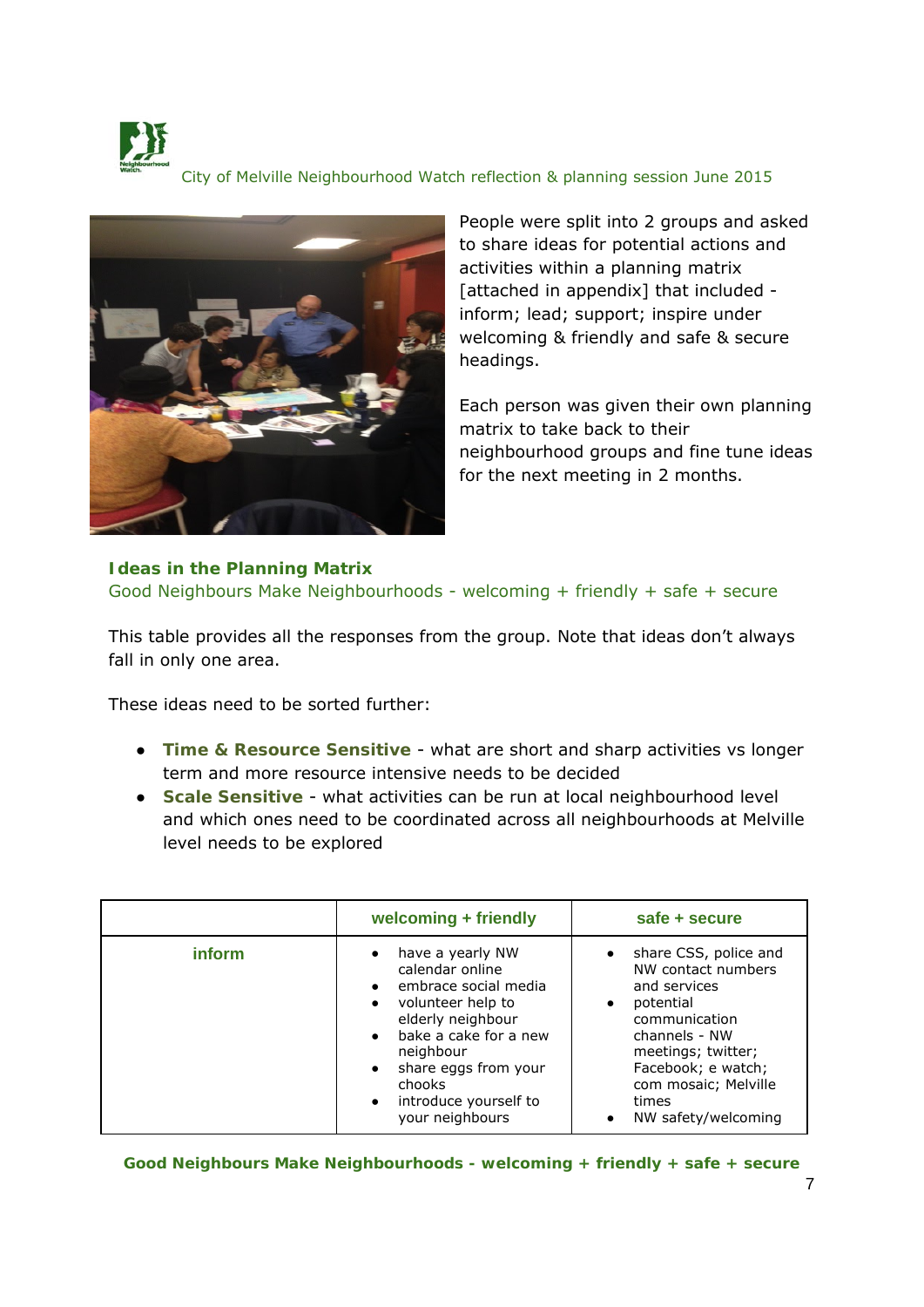People were split into 2 groups and asked to share ideas for potential actions and activities within a planning matrix [attached in appendix] that included - inform; lead; support; inspire under welcoming & friendly and safe & secure headings.

Each person was given their own planning matrix to take back to their neighbourhood groups and fine tune ideas for the next meeting in 2 months.

## Ideas in the Planning Matrix

Good Neighbours Make Neighbourhoods - welcoming + friendly + safe + secure

This table provides all the responses from the group. Note that ideas don't always fall in only one area.

These ideas need to be sorted further:

- **Time & Resource Sensitive** - what are short and sharp activities vs longer term and more resource intensive needs to be decided
- **Scale Sensitive** - what activities can be run at local neighbourhood level and which ones need to be coordinated across all neighbourhoods at Melville level needs to be explored

| | welcoming + friendly | safe + secure |
|---|---|---|
| inform | • have a yearly NW calendar online<br>• embrace social media<br>• volunteer help to elderly neighbour<br>• bake a cake for a new neighbour<br>• share eggs from your chooks<br>• introduce yourself to your neighbours | • share CSS, police and NW contact numbers and services<br>• potential communication channels - NW meetings; twitter; Facebook; e watch; com mosaic; Melville times<br>• NW safety/welcoming |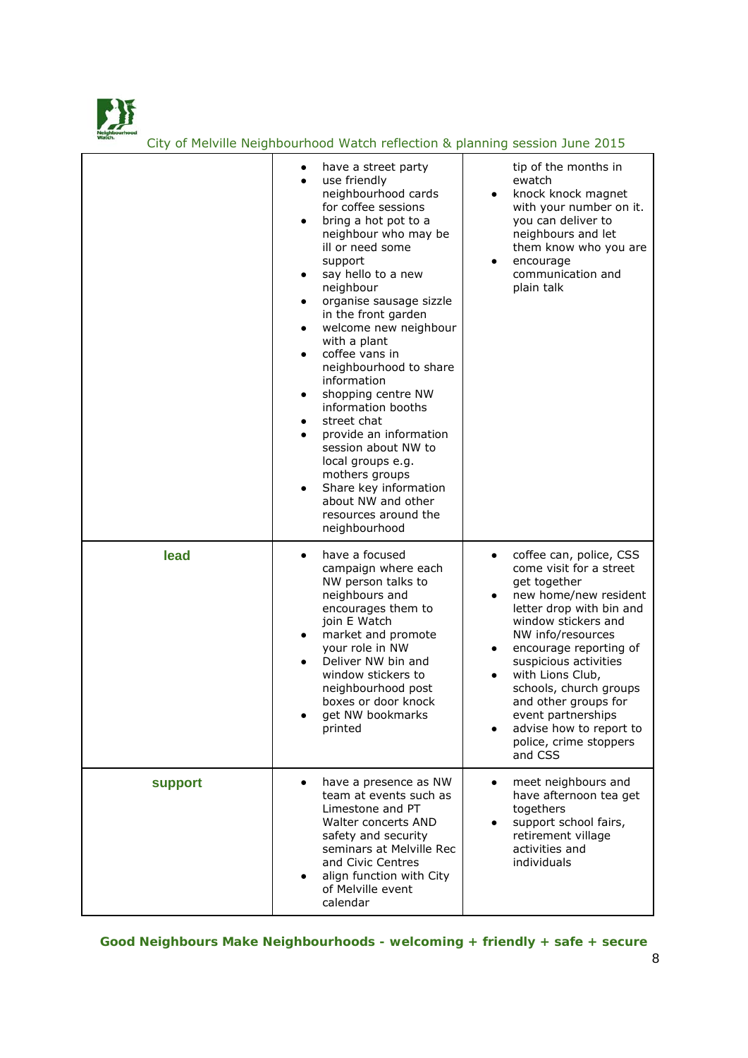| | | |
|---|---|---|
| | • have a street party<br>• use friendly neighbourhood cards for coffee sessions<br>• bring a hot pot to a neighbour who may be ill or need some support<br>• say hello to a new neighbour<br>• organise sausage sizzle in the front garden<br>• welcome new neighbour with a plant<br>• coffee vans in neighbourhood to share information<br>• shopping centre NW information booths<br>• street chat<br>• provide an information session about NW to local groups e.g. mothers groups<br>• Share key information about NW and other resources around the neighbourhood | tip of the months in ewatch<br>• knock knock magnet with your number on it. you can deliver to neighbours and let them know who you are<br>• encourage communication and plain talk |
| **lead** | • have a focused campaign where each NW person talks to neighbours and encourages them to join E Watch<br>• market and promote your role in NW<br>• Deliver NW bin and window stickers to neighbourhood post boxes or door knock<br>• get NW bookmarks printed | • coffee can, police, CSS come visit for a street get together<br>• new home/new resident letter drop with bin and window stickers and NW info/resources<br>• encourage reporting of suspicious activities<br>• with Lions Club, schools, church groups and other groups for event partnerships<br>• advise how to report to police, crime stoppers and CSS |
| **support** | • have a presence as NW team at events such as Limestone and PT Walter concerts AND safety and security seminars at Melville Rec and Civic Centres<br>• align function with City of Melville event calendar | • meet neighbours and have afternoon tea get togethers<br>• support school fairs, retirement village activities and individuals |

**Good Neighbours Make Neighbourhoods - welcoming + friendly + safe + secure**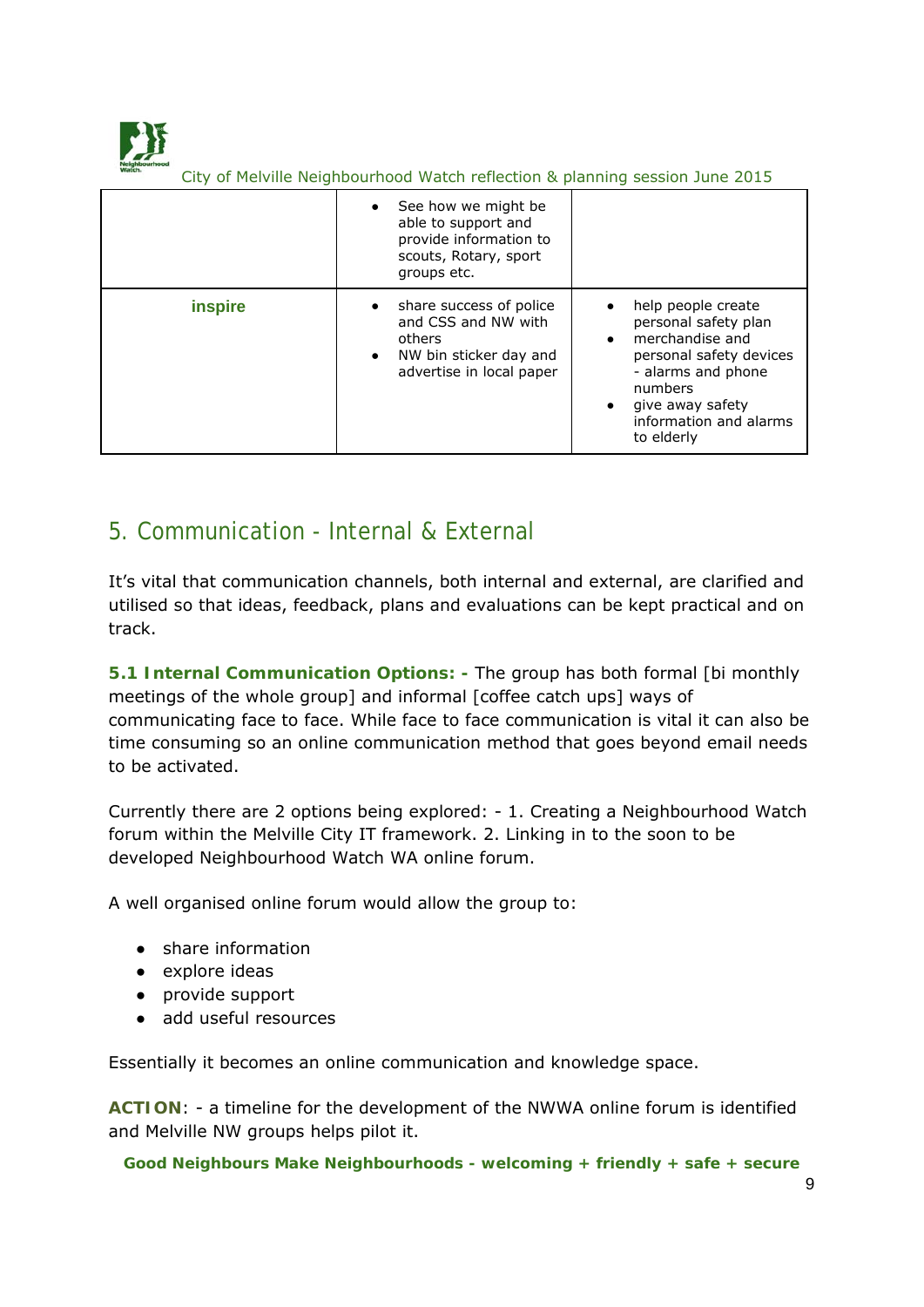| | | |
|---|---|---|
| | • See how we might be able to support and provide information to scouts, Rotary, sport groups etc. | |
| **inspire** | • share success of police and CSS and NW with others<br>• NW bin sticker day and advertise in local paper | • help people create personal safety plan<br>• merchandise and personal safety devices - alarms and phone numbers<br>• give away safety information and alarms to elderly |

## 5. Communication - Internal & External

It's vital that communication channels, both internal and external, are clarified and utilised so that ideas, feedback, plans and evaluations can be kept practical and on track.

**5.1 Internal Communication Options: -** The group has both formal [bi monthly meetings of the whole group] and informal [coffee catch ups] ways of communicating face to face. While face to face communication is vital it can also be time consuming so an online communication method that goes beyond email needs to be activated.

Currently there are 2 options being explored: - 1. Creating a Neighbourhood Watch forum within the Melville City IT framework. 2. Linking in to the soon to be developed Neighbourhood Watch WA online forum.

A well organised online forum would allow the group to:

- share information
- explore ideas
- provide support
- add useful resources

Essentially it becomes an online communication and knowledge space.

**ACTION**: - a timeline for the development of the NWWA online forum is identified and Melville NW groups helps pilot it.

**Good Neighbours Make Neighbourhoods - welcoming + friendly + safe + secure**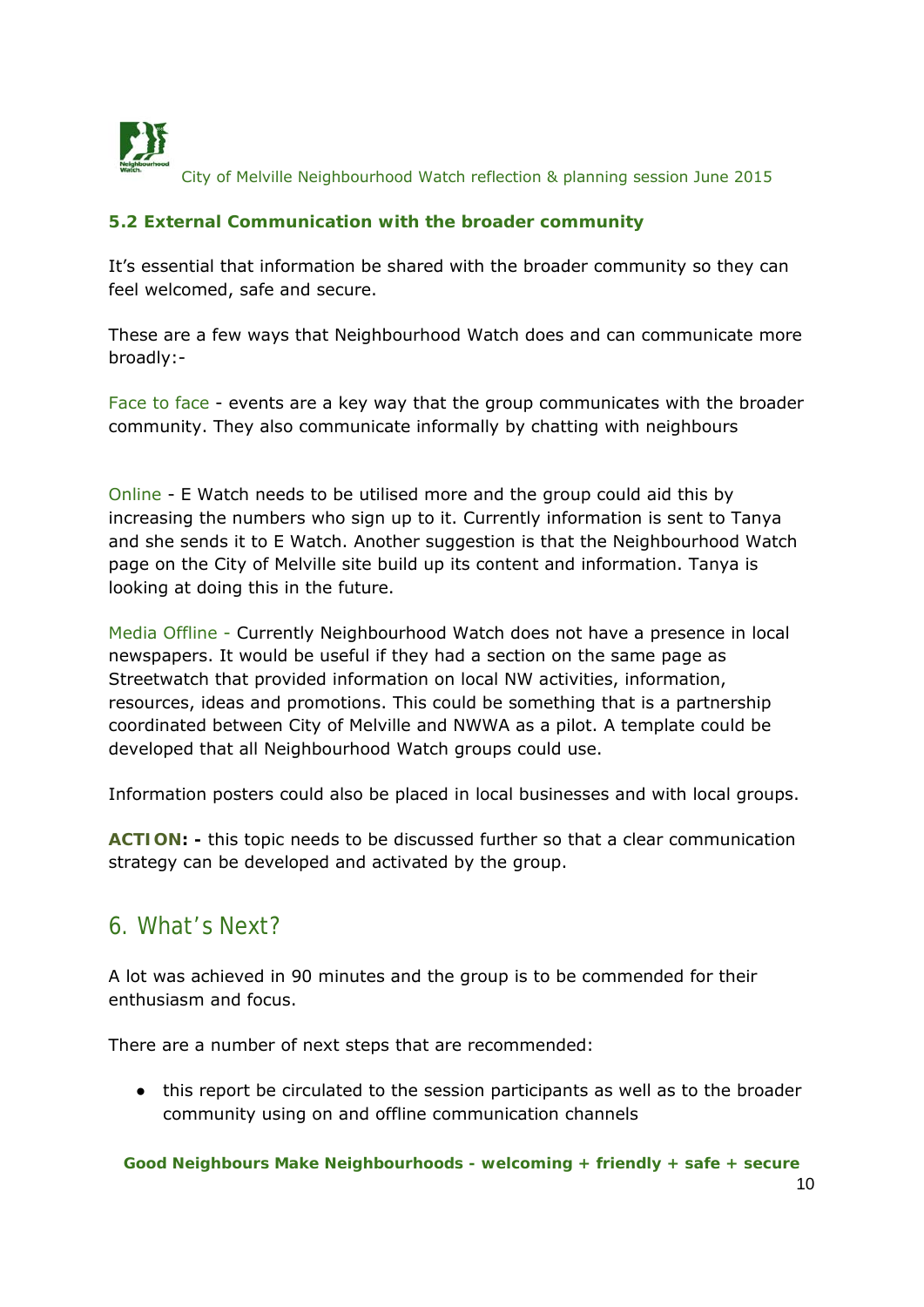### 5.2 External Communication with the broader community

It's essential that information be shared with the broader community so they can feel welcomed, safe and secure.

These are a few ways that Neighbourhood Watch does and can communicate more broadly:-

Face to face - events are a key way that the group communicates with the broader community. They also communicate informally by chatting with neighbours

Online - E Watch needs to be utilised more and the group could aid this by increasing the numbers who sign up to it. Currently information is sent to Tanya and she sends it to E Watch. Another suggestion is that the Neighbourhood Watch page on the City of Melville site build up its content and information. Tanya is looking at doing this in the future.

Media Offline - Currently Neighbourhood Watch does not have a presence in local newspapers. It would be useful if they had a section on the same page as Streetwatch that provided information on local NW activities, information, resources, ideas and promotions. This could be something that is a partnership coordinated between City of Melville and NWWA as a pilot. A template could be developed that all Neighbourhood Watch groups could use.

Information posters could also be placed in local businesses and with local groups.

**ACTION: -** this topic needs to be discussed further so that a clear communication strategy can be developed and activated by the group.

## 6. What's Next?

A lot was achieved in 90 minutes and the group is to be commended for their enthusiasm and focus.

There are a number of next steps that are recommended:

- this report be circulated to the session participants as well as to the broader community using on and offline communication channels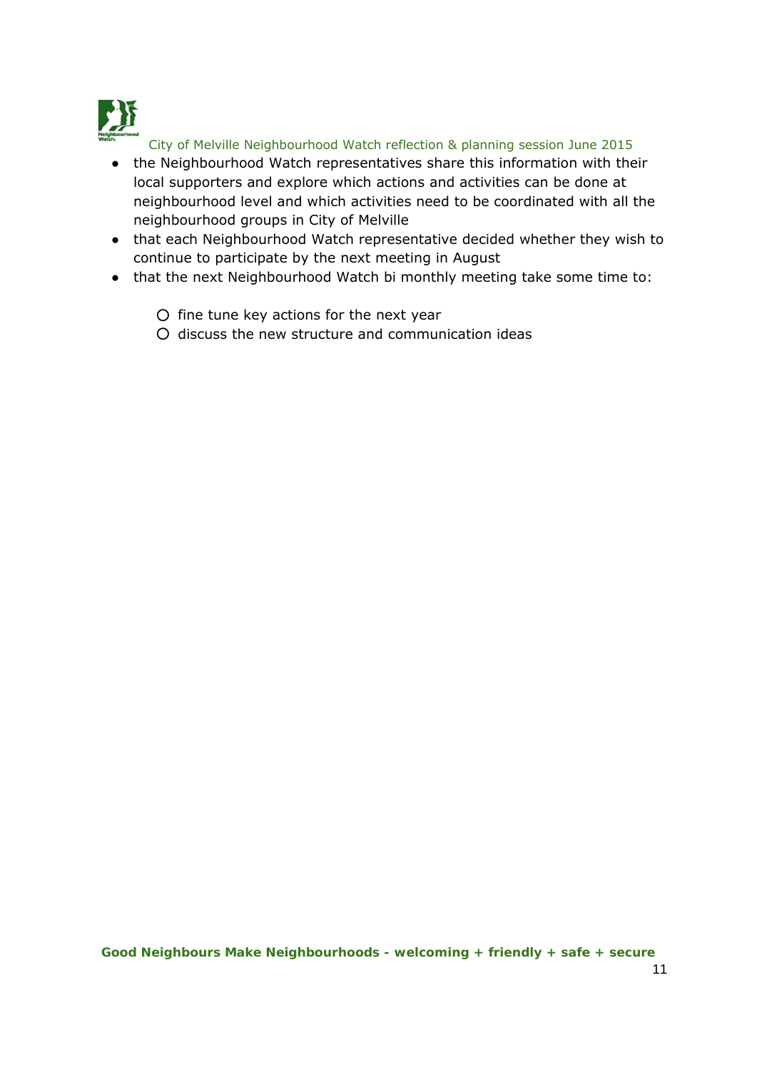- the Neighbourhood Watch representatives share this information with their local supporters and explore which actions and activities can be done at neighbourhood level and which activities need to be coordinated with all the neighbourhood groups in City of Melville
- that each Neighbourhood Watch representative decided whether they wish to continue to participate by the next meeting in August
- that the next Neighbourhood Watch bi monthly meeting take some time to:
    - fine tune key actions for the next year
    - discuss the new structure and communication ideas